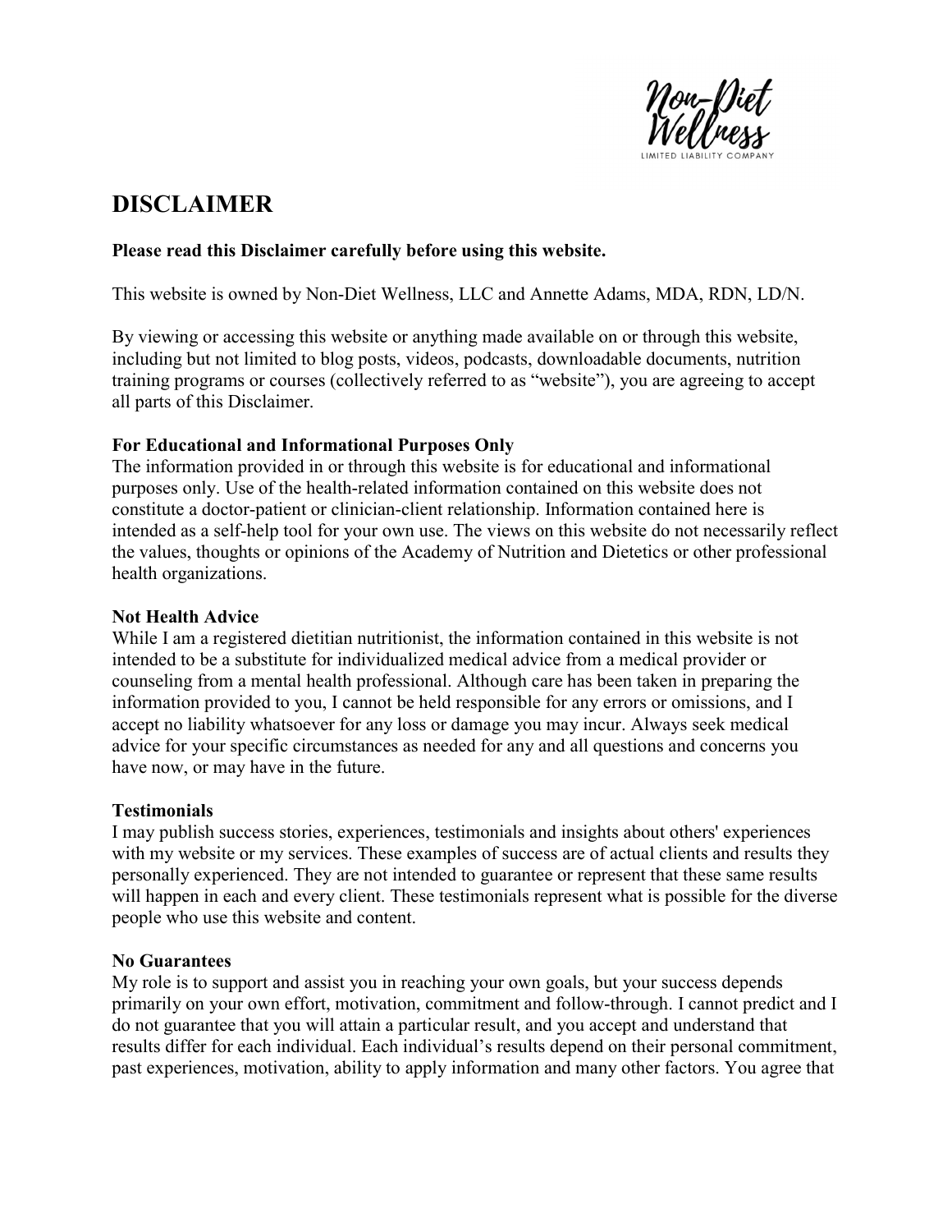# DISCLAIMER

**Please read this Disclaimer carefully before using this website.**

This website is owned by Non-Diet Wellness, LLC and Annette Adams, MDA, RDN, LD/N.

By viewing or accessing this website or anything made available on or through this website, including but not limited to blog posts, videos, podcasts, downloadable documents, nutrition training programs or courses (collectively referred to as "website"), you are agreeing to accept all parts of this Disclaimer.

**For Educational and Informational Purposes Only**

The information provided in or through this website is for educational and informational purposes only. Use of the health-related information contained on this website does not constitute a doctor-patient or clinician-client relationship. Information contained here is intended as a self-help tool for your own use. The views on this website do not necessarily reflect the values, thoughts or opinions of the Academy of Nutrition and Dietetics or other professional health organizations.

**Not Health Advice**

While I am a registered dietitian nutritionist, the information contained in this website is not intended to be a substitute for individualized medical advice from a medical provider or counseling from a mental health professional. Although care has been taken in preparing the information provided to you, I cannot be held responsible for any errors or omissions, and I accept no liability whatsoever for any loss or damage you may incur. Always seek medical advice for your specific circumstances as needed for any and all questions and concerns you have now, or may have in the future.

**Testimonials**

I may publish success stories, experiences, testimonials and insights about others' experiences with my website or my services. These examples of success are of actual clients and results they personally experienced. They are not intended to guarantee or represent that these same results will happen in each and every client. These testimonials represent what is possible for the diverse people who use this website and content.

**No Guarantees**

My role is to support and assist you in reaching your own goals, but your success depends primarily on your own effort, motivation, commitment and follow-through. I cannot predict and I do not guarantee that you will attain a particular result, and you accept and understand that results differ for each individual. Each individual's results depend on their personal commitment, past experiences, motivation, ability to apply information and many other factors. You agree that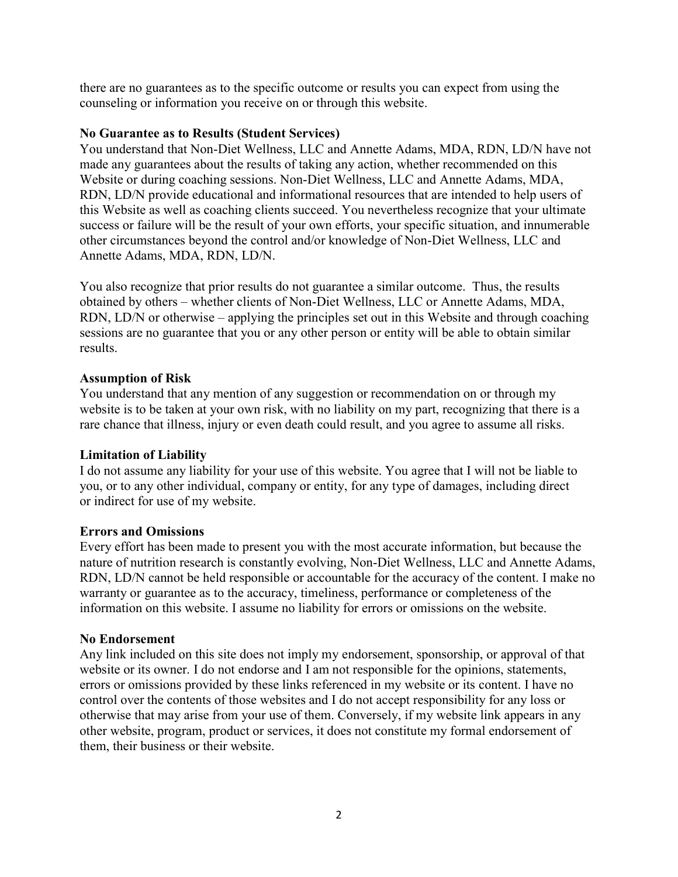there are no guarantees as to the specific outcome or results you can expect from using the counseling or information you receive on or through this website.

**No Guarantee as to Results (Student Services)**

You understand that Non-Diet Wellness, LLC and Annette Adams, MDA, RDN, LD/N have not made any guarantees about the results of taking any action, whether recommended on this Website or during coaching sessions. Non-Diet Wellness, LLC and Annette Adams, MDA, RDN, LD/N provide educational and informational resources that are intended to help users of this Website as well as coaching clients succeed. You nevertheless recognize that your ultimate success or failure will be the result of your own efforts, your specific situation, and innumerable other circumstances beyond the control and/or knowledge of Non-Diet Wellness, LLC and Annette Adams, MDA, RDN, LD/N.

You also recognize that prior results do not guarantee a similar outcome. Thus, the results obtained by others – whether clients of Non-Diet Wellness, LLC or Annette Adams, MDA, RDN, LD/N or otherwise – applying the principles set out in this Website and through coaching sessions are no guarantee that you or any other person or entity will be able to obtain similar results.

**Assumption of Risk**

You understand that any mention of any suggestion or recommendation on or through my website is to be taken at your own risk, with no liability on my part, recognizing that there is a rare chance that illness, injury or even death could result, and you agree to assume all risks.

**Limitation of Liability**

I do not assume any liability for your use of this website. You agree that I will not be liable to you, or to any other individual, company or entity, for any type of damages, including direct or indirect for use of my website.

**Errors and Omissions**

Every effort has been made to present you with the most accurate information, but because the nature of nutrition research is constantly evolving, Non-Diet Wellness, LLC and Annette Adams, RDN, LD/N cannot be held responsible or accountable for the accuracy of the content. I make no warranty or guarantee as to the accuracy, timeliness, performance or completeness of the information on this website. I assume no liability for errors or omissions on the website.

**No Endorsement**

Any link included on this site does not imply my endorsement, sponsorship, or approval of that website or its owner. I do not endorse and I am not responsible for the opinions, statements, errors or omissions provided by these links referenced in my website or its content. I have no control over the contents of those websites and I do not accept responsibility for any loss or otherwise that may arise from your use of them. Conversely, if my website link appears in any other website, program, product or services, it does not constitute my formal endorsement of them, their business or their website.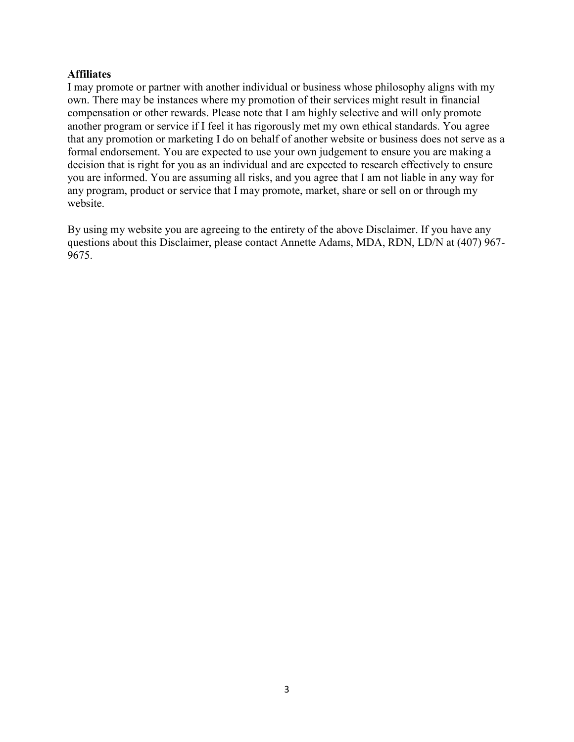**Affiliates**

I may promote or partner with another individual or business whose philosophy aligns with my own. There may be instances where my promotion of their services might result in financial compensation or other rewards. Please note that I am highly selective and will only promote another program or service if I feel it has rigorously met my own ethical standards. You agree that any promotion or marketing I do on behalf of another website or business does not serve as a formal endorsement. You are expected to use your own judgement to ensure you are making a decision that is right for you as an individual and are expected to research effectively to ensure you are informed. You are assuming all risks, and you agree that I am not liable in any way for any program, product or service that I may promote, market, share or sell on or through my website.

By using my website you are agreeing to the entirety of the above Disclaimer. If you have any questions about this Disclaimer, please contact Annette Adams, MDA, RDN, LD/N at (407) 967-9675.